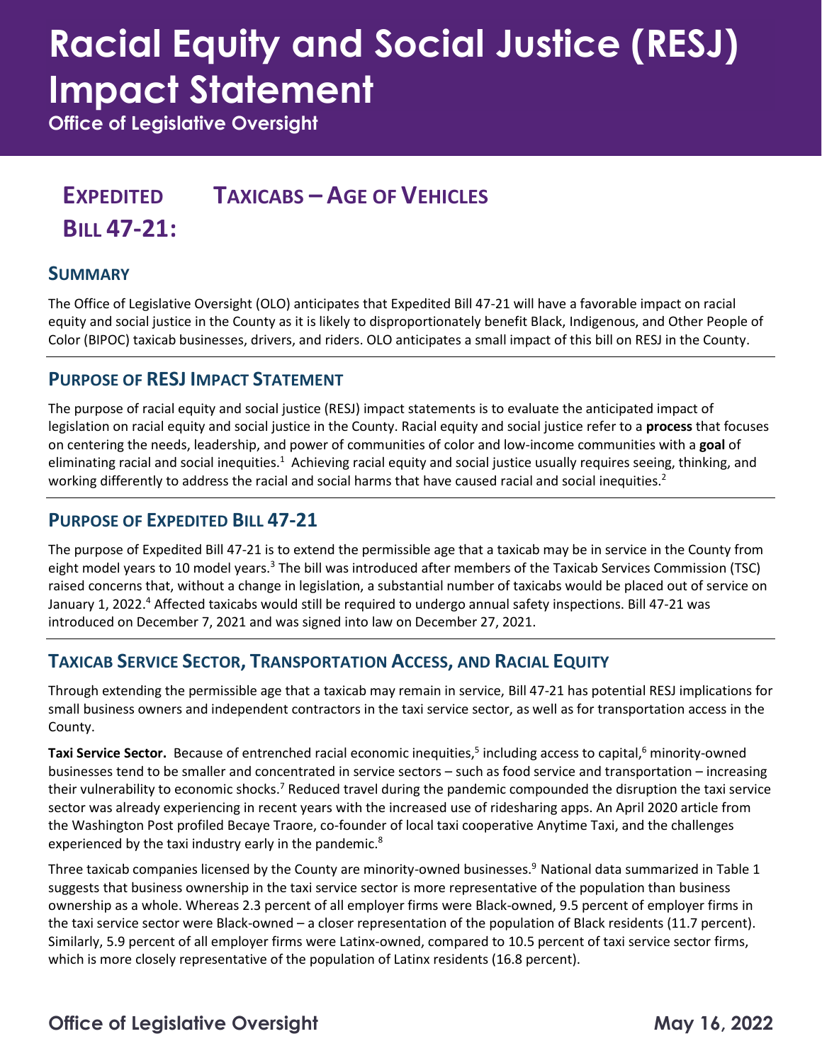# Racial Equity and Social Justice (RESJ) Impact Statement

**Office of Legislative Oversight**

## EXPEDITED BILL 47-21: TAXICABS – AGE OF VEHICLES

### SUMMARY

The Office of Legislative Oversight (OLO) anticipates that Expedited Bill 47-21 will have a favorable impact on racial equity and social justice in the County as it is likely to disproportionately benefit Black, Indigenous, and Other People of Color (BIPOC) taxicab businesses, drivers, and riders. OLO anticipates a small impact of this bill on RESJ in the County.

### PURPOSE OF RESJ IMPACT STATEMENT

The purpose of racial equity and social justice (RESJ) impact statements is to evaluate the anticipated impact of legislation on racial equity and social justice in the County. Racial equity and social justice refer to a **process** that focuses on centering the needs, leadership, and power of communities of color and low-income communities with a **goal** of eliminating racial and social inequities.[1] Achieving racial equity and social justice usually requires seeing, thinking, and working differently to address the racial and social harms that have caused racial and social inequities.[2]

### PURPOSE OF EXPEDITED BILL 47-21

The purpose of Expedited Bill 47-21 is to extend the permissible age that a taxicab may be in service in the County from eight model years to 10 model years.[3] The bill was introduced after members of the Taxicab Services Commission (TSC) raised concerns that, without a change in legislation, a substantial number of taxicabs would be placed out of service on January 1, 2022.[4] Affected taxicabs would still be required to undergo annual safety inspections. Bill 47-21 was introduced on December 7, 2021 and was signed into law on December 27, 2021.

### TAXICAB SERVICE SECTOR, TRANSPORTATION ACCESS, AND RACIAL EQUITY

Through extending the permissible age that a taxicab may remain in service, Bill 47-21 has potential RESJ implications for small business owners and independent contractors in the taxi service sector, as well as for transportation access in the County.

**Taxi Service Sector.** Because of entrenched racial economic inequities,[5] including access to capital,[6] minority-owned businesses tend to be smaller and concentrated in service sectors – such as food service and transportation – increasing their vulnerability to economic shocks.[7] Reduced travel during the pandemic compounded the disruption the taxi service sector was already experiencing in recent years with the increased use of ridesharing apps. An April 2020 article from the Washington Post profiled Becaye Traore, co-founder of local taxi cooperative Anytime Taxi, and the challenges experienced by the taxi industry early in the pandemic.[8]

Three taxicab companies licensed by the County are minority-owned businesses.[9] National data summarized in Table 1 suggests that business ownership in the taxi service sector is more representative of the population than business ownership as a whole. Whereas 2.3 percent of all employer firms were Black-owned, 9.5 percent of employer firms in the taxi service sector were Black-owned – a closer representation of the population of Black residents (11.7 percent). Similarly, 5.9 percent of all employer firms were Latinx-owned, compared to 10.5 percent of taxi service sector firms, which is more closely representative of the population of Latinx residents (16.8 percent).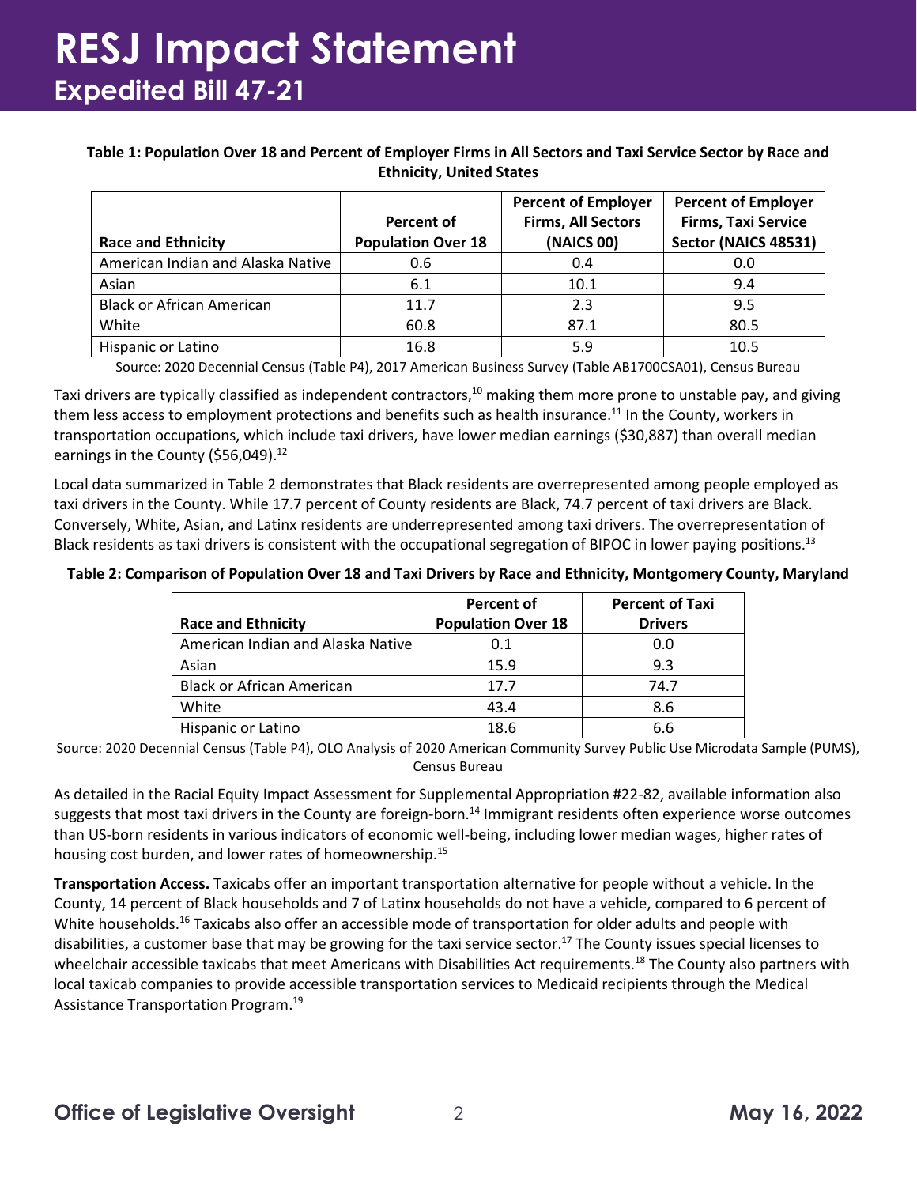**Table 1: Population Over 18 and Percent of Employer Firms in All Sectors and Taxi Service Sector by Race and Ethnicity, United States**

| Race and Ethnicity | Percent of Population Over 18 | Percent of Employer Firms, All Sectors (NAICS 00) | Percent of Employer Firms, Taxi Service Sector (NAICS 48531) |
|---|---|---|---|
| American Indian and Alaska Native | 0.6 | 0.4 | 0.0 |
| Asian | 6.1 | 10.1 | 9.4 |
| Black or African American | 11.7 | 2.3 | 9.5 |
| White | 60.8 | 87.1 | 80.5 |
| Hispanic or Latino | 16.8 | 5.9 | 10.5 |

Source: 2020 Decennial Census (Table P4), 2017 American Business Survey (Table AB1700CSA01), Census Bureau

Taxi drivers are typically classified as independent contractors,[10] making them more prone to unstable pay, and giving them less access to employment protections and benefits such as health insurance.[11] In the County, workers in transportation occupations, which include taxi drivers, have lower median earnings ($30,887) than overall median earnings in the County ($56,049).[12]

Local data summarized in Table 2 demonstrates that Black residents are overrepresented among people employed as taxi drivers in the County. While 17.7 percent of County residents are Black, 74.7 percent of taxi drivers are Black. Conversely, White, Asian, and Latinx residents are underrepresented among taxi drivers. The overrepresentation of Black residents as taxi drivers is consistent with the occupational segregation of BIPOC in lower paying positions.[13]

**Table 2: Comparison of Population Over 18 and Taxi Drivers by Race and Ethnicity, Montgomery County, Maryland**

| Race and Ethnicity | Percent of Population Over 18 | Percent of Taxi Drivers |
|---|---|---|
| American Indian and Alaska Native | 0.1 | 0.0 |
| Asian | 15.9 | 9.3 |
| Black or African American | 17.7 | 74.7 |
| White | 43.4 | 8.6 |
| Hispanic or Latino | 18.6 | 6.6 |

Source: 2020 Decennial Census (Table P4), OLO Analysis of 2020 American Community Survey Public Use Microdata Sample (PUMS), Census Bureau

As detailed in the Racial Equity Impact Assessment for Supplemental Appropriation #22-82, available information also suggests that most taxi drivers in the County are foreign-born.[14] Immigrant residents often experience worse outcomes than US-born residents in various indicators of economic well-being, including lower median wages, higher rates of housing cost burden, and lower rates of homeownership.[15]

**Transportation Access.** Taxicabs offer an important transportation alternative for people without a vehicle. In the County, 14 percent of Black households and 7 of Latinx households do not have a vehicle, compared to 6 percent of White households.[16] Taxicabs also offer an accessible mode of transportation for older adults and people with disabilities, a customer base that may be growing for the taxi service sector.[17] The County issues special licenses to wheelchair accessible taxicabs that meet Americans with Disabilities Act requirements.[18] The County also partners with local taxicab companies to provide accessible transportation services to Medicaid recipients through the Medical Assistance Transportation Program.[19]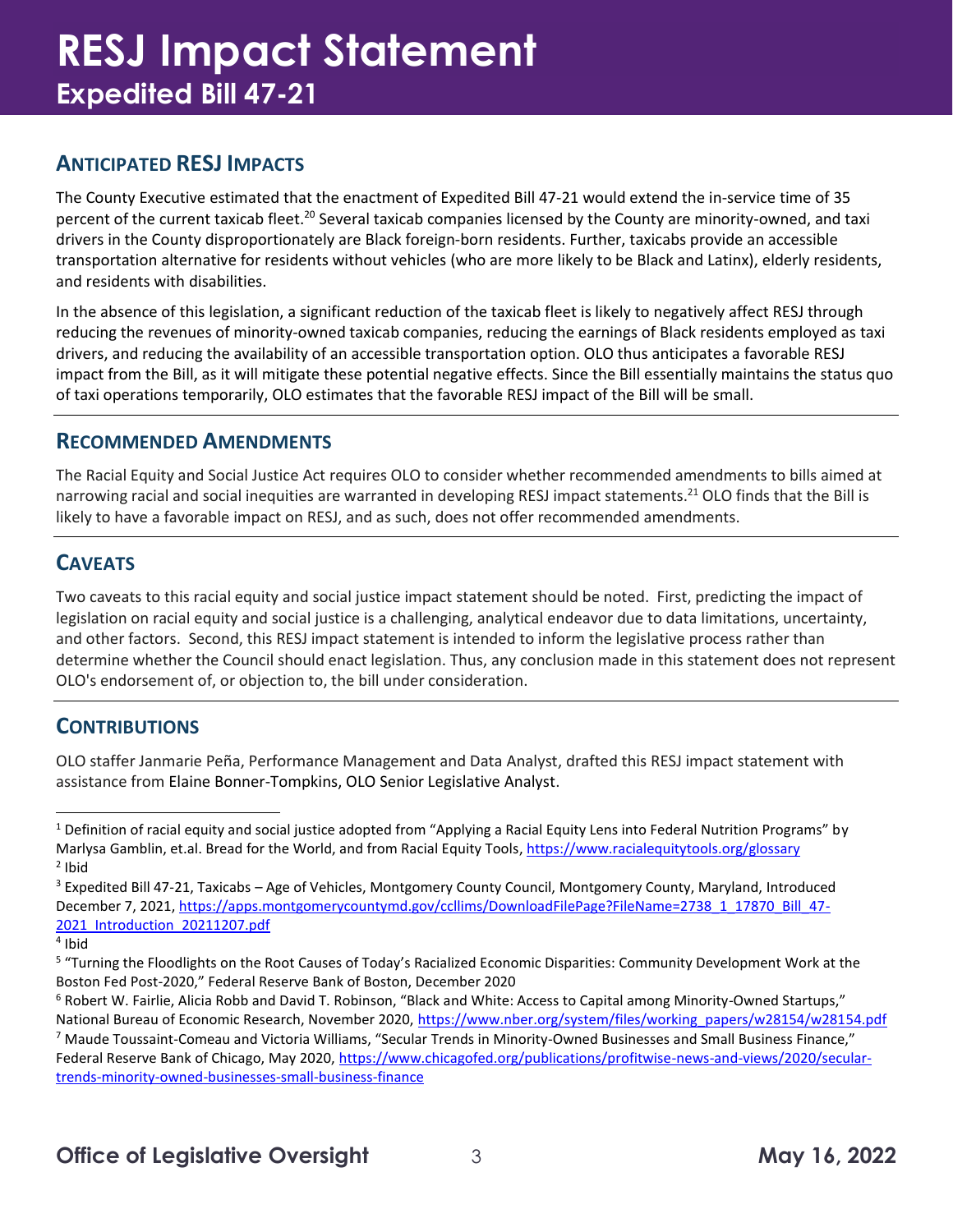# RESJ Impact Statement

## Expedited Bill 47-21

### ANTICIPATED RESJ IMPACTS

The County Executive estimated that the enactment of Expedited Bill 47-21 would extend the in-service time of 35 percent of the current taxicab fleet.[20] Several taxicab companies licensed by the County are minority-owned, and taxi drivers in the County disproportionately are Black foreign-born residents. Further, taxicabs provide an accessible transportation alternative for residents without vehicles (who are more likely to be Black and Latinx), elderly residents, and residents with disabilities.

In the absence of this legislation, a significant reduction of the taxicab fleet is likely to negatively affect RESJ through reducing the revenues of minority-owned taxicab companies, reducing the earnings of Black residents employed as taxi drivers, and reducing the availability of an accessible transportation option. OLO thus anticipates a favorable RESJ impact from the Bill, as it will mitigate these potential negative effects. Since the Bill essentially maintains the status quo of taxi operations temporarily, OLO estimates that the favorable RESJ impact of the Bill will be small.

### RECOMMENDED AMENDMENTS

The Racial Equity and Social Justice Act requires OLO to consider whether recommended amendments to bills aimed at narrowing racial and social inequities are warranted in developing RESJ impact statements.[21] OLO finds that the Bill is likely to have a favorable impact on RESJ, and as such, does not offer recommended amendments.

### CAVEATS

Two caveats to this racial equity and social justice impact statement should be noted. First, predicting the impact of legislation on racial equity and social justice is a challenging, analytical endeavor due to data limitations, uncertainty, and other factors. Second, this RESJ impact statement is intended to inform the legislative process rather than determine whether the Council should enact legislation. Thus, any conclusion made in this statement does not represent OLO's endorsement of, or objection to, the bill under consideration.

### CONTRIBUTIONS

OLO staffer Janmarie Peña, Performance Management and Data Analyst, drafted this RESJ impact statement with assistance from Elaine Bonner-Tompkins, OLO Senior Legislative Analyst.

---

[1] Definition of racial equity and social justice adopted from "Applying a Racial Equity Lens into Federal Nutrition Programs" by Marlysa Gamblin, et.al. Bread for the World, and from Racial Equity Tools, https://www.racialequitytools.org/glossary

[2] Ibid

[3] Expedited Bill 47-21, Taxicabs – Age of Vehicles, Montgomery County Council, Montgomery County, Maryland, Introduced December 7, 2021, https://apps.montgomerycountymd.gov/ccllims/DownloadFilePage?FileName=2738_1_17870_Bill_47-2021_Introduction_20211207.pdf

[4] Ibid

[5] "Turning the Floodlights on the Root Causes of Today's Racialized Economic Disparities: Community Development Work at the Boston Fed Post-2020," Federal Reserve Bank of Boston, December 2020

[6] Robert W. Fairlie, Alicia Robb and David T. Robinson, "Black and White: Access to Capital among Minority-Owned Startups," National Bureau of Economic Research, November 2020, https://www.nber.org/system/files/working_papers/w28154/w28154.pdf

[7] Maude Toussaint-Comeau and Victoria Williams, "Secular Trends in Minority-Owned Businesses and Small Business Finance," Federal Reserve Bank of Chicago, May 2020, https://www.chicagofed.org/publications/profitwise-news-and-views/2020/secular-trends-minority-owned-businesses-small-business-finance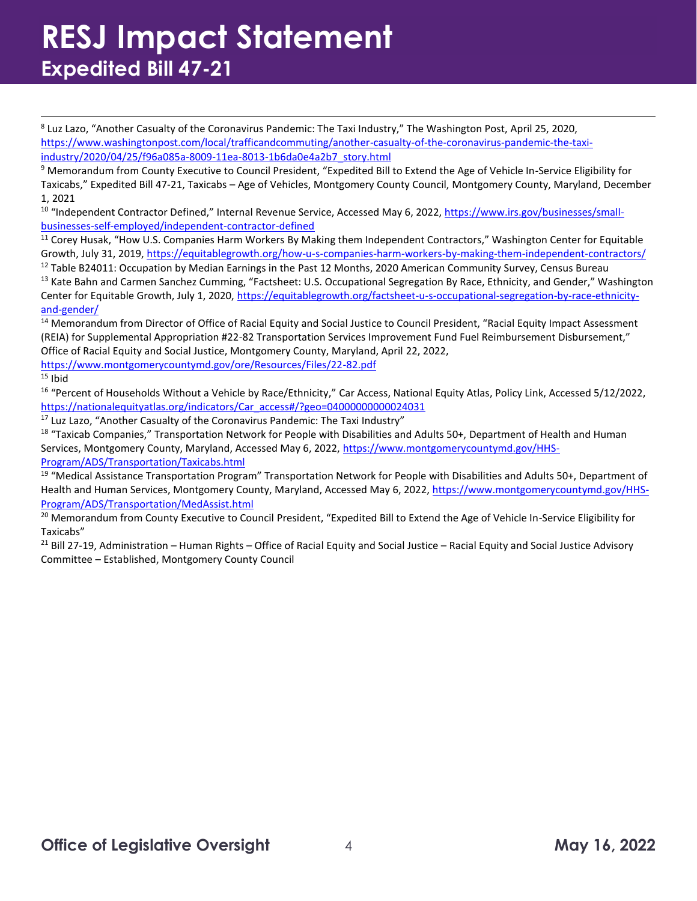[8] Luz Lazo, "Another Casualty of the Coronavirus Pandemic: The Taxi Industry," The Washington Post, April 25, 2020, https://www.washingtonpost.com/local/trafficandcommuting/another-casualty-of-the-coronavirus-pandemic-the-taxi-industry/2020/04/25/f96a085a-8009-11ea-8013-1b6da0e4a2b7_story.html

[9] Memorandum from County Executive to Council President, "Expedited Bill to Extend the Age of Vehicle In-Service Eligibility for Taxicabs," Expedited Bill 47-21, Taxicabs – Age of Vehicles, Montgomery County Council, Montgomery County, Maryland, December 1, 2021

[10] "Independent Contractor Defined," Internal Revenue Service, Accessed May 6, 2022, https://www.irs.gov/businesses/small-businesses-self-employed/independent-contractor-defined

[11] Corey Husak, "How U.S. Companies Harm Workers By Making them Independent Contractors," Washington Center for Equitable Growth, July 31, 2019, https://equitablegrowth.org/how-u-s-companies-harm-workers-by-making-them-independent-contractors/

[12] Table B24011: Occupation by Median Earnings in the Past 12 Months, 2020 American Community Survey, Census Bureau

[13] Kate Bahn and Carmen Sanchez Cumming, "Factsheet: U.S. Occupational Segregation By Race, Ethnicity, and Gender," Washington Center for Equitable Growth, July 1, 2020, https://equitablegrowth.org/factsheet-u-s-occupational-segregation-by-race-ethnicity-and-gender/

[14] Memorandum from Director of Office of Racial Equity and Social Justice to Council President, "Racial Equity Impact Assessment (REIA) for Supplemental Appropriation #22-82 Transportation Services Improvement Fund Fuel Reimbursement Disbursement," Office of Racial Equity and Social Justice, Montgomery County, Maryland, April 22, 2022, https://www.montgomerycountymd.gov/ore/Resources/Files/22-82.pdf

[15] Ibid

[16] "Percent of Households Without a Vehicle by Race/Ethnicity," Car Access, National Equity Atlas, Policy Link, Accessed 5/12/2022, https://nationalequityatlas.org/indicators/Car_access#/?geo=04000000000024031

[17] Luz Lazo, "Another Casualty of the Coronavirus Pandemic: The Taxi Industry"

[18] "Taxicab Companies," Transportation Network for People with Disabilities and Adults 50+, Department of Health and Human Services, Montgomery County, Maryland, Accessed May 6, 2022, https://www.montgomerycountymd.gov/HHS-Program/ADS/Transportation/Taxicabs.html

[19] "Medical Assistance Transportation Program" Transportation Network for People with Disabilities and Adults 50+, Department of Health and Human Services, Montgomery County, Maryland, Accessed May 6, 2022, https://www.montgomerycountymd.gov/HHS-Program/ADS/Transportation/MedAssist.html

[20] Memorandum from County Executive to Council President, "Expedited Bill to Extend the Age of Vehicle In-Service Eligibility for Taxicabs"

[21] Bill 27-19, Administration – Human Rights – Office of Racial Equity and Social Justice – Racial Equity and Social Justice Advisory Committee – Established, Montgomery County Council